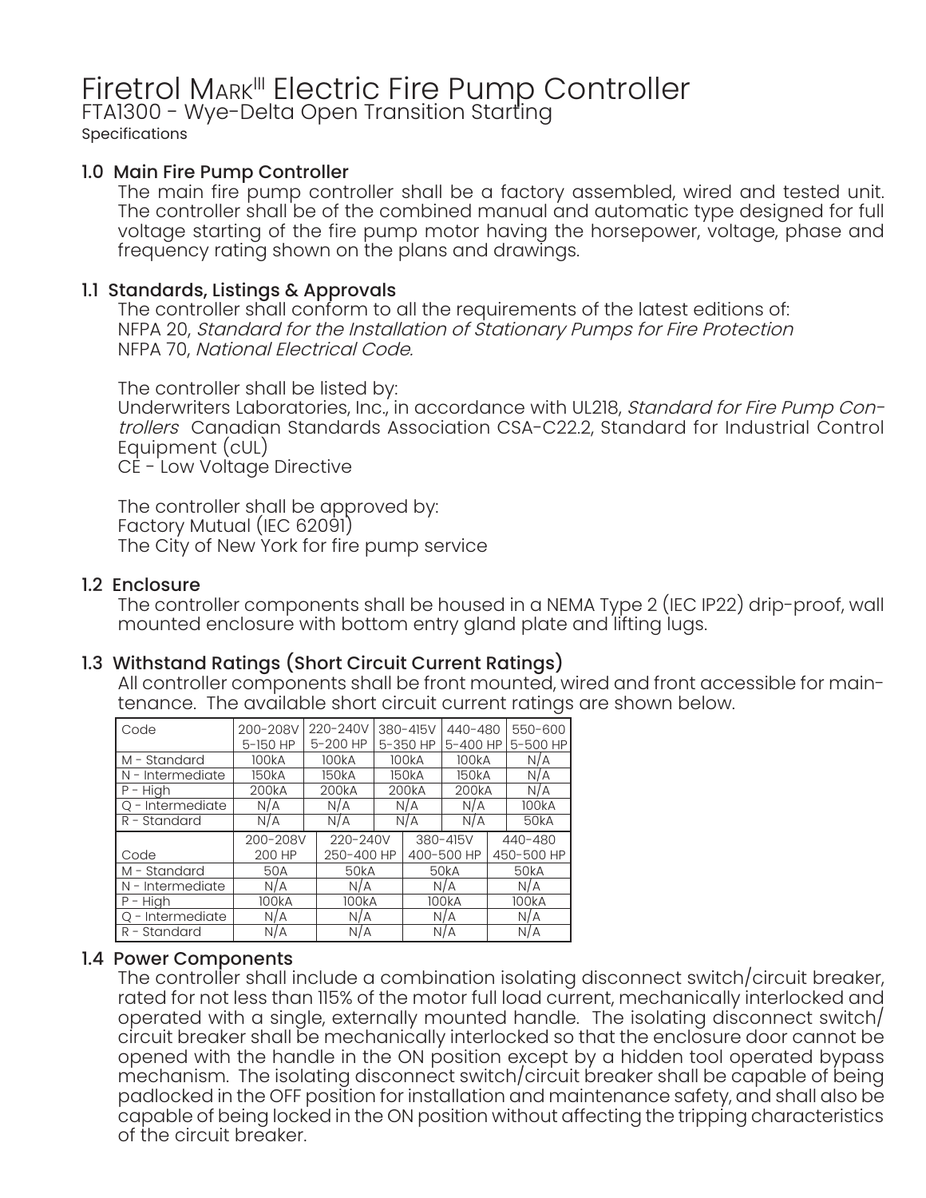# Firetrol Mark[III] Electric Fire Pump Controller

## FTA1300 - Wye-Delta Open Transition Starting

Specifications

### 1.0 Main Fire Pump Controller

The main fire pump controller shall be a factory assembled, wired and tested unit. The controller shall be of the combined manual and automatic type designed for full voltage starting of the fire pump motor having the horsepower, voltage, phase and frequency rating shown on the plans and drawings.

### 1.1 Standards, Listings & Approvals

The controller shall conform to all the requirements of the latest editions of:
NFPA 20, *Standard for the Installation of Stationary Pumps for Fire Protection*
NFPA 70, *National Electrical Code*.

The controller shall be listed by:
Underwriters Laboratories, Inc., in accordance with UL218, *Standard for Fire Pump Controllers* Canadian Standards Association CSA-C22.2, Standard for Industrial Control Equipment (cUL)
CE - Low Voltage Directive

The controller shall be approved by:
Factory Mutual (IEC 62091)
The City of New York for fire pump service

### 1.2 Enclosure

The controller components shall be housed in a NEMA Type 2 (IEC IP22) drip-proof, wall mounted enclosure with bottom entry gland plate and lifting lugs.

### 1.3 Withstand Ratings (Short Circuit Current Ratings)

All controller components shall be front mounted, wired and front accessible for maintenance. The available short circuit current ratings are shown below.

| Code | 200-208V 5-150 HP | 220-240V 5-200 HP | 380-415V 5-350 HP | 440-480 5-400 HP | 550-600 5-500 HP |
|---|---|---|---|---|---|
| M - Standard | 100kA | 100kA | 100kA | 100kA | N/A |
| N - Intermediate | 150kA | 150kA | 150kA | 150kA | N/A |
| P - High | 200kA | 200kA | 200kA | 200kA | N/A |
| Q - Intermediate | N/A | N/A | N/A | N/A | 100kA |
| R - Standard | N/A | N/A | N/A | N/A | 50kA |

| Code | 200-208V 200 HP | 220-240V 250-400 HP | 380-415V 400-500 HP | 440-480 450-500 HP |
|---|---|---|---|---|
| M - Standard | 50A | 50kA | 50kA | 50kA |
| N - Intermediate | N/A | N/A | N/A | N/A |
| P - High | 100kA | 100kA | 100kA | 100kA |
| Q - Intermediate | N/A | N/A | N/A | N/A |
| R - Standard | N/A | N/A | N/A | N/A |

### 1.4 Power Components

The controller shall include a combination isolating disconnect switch/circuit breaker, rated for not less than 115% of the motor full load current, mechanically interlocked and operated with a single, externally mounted handle. The isolating disconnect switch/circuit breaker shall be mechanically interlocked so that the enclosure door cannot be opened with the handle in the ON position except by a hidden tool operated bypass mechanism. The isolating disconnect switch/circuit breaker shall be capable of being padlocked in the OFF position for installation and maintenance safety, and shall also be capable of being locked in the ON position without affecting the tripping characteristics of the circuit breaker.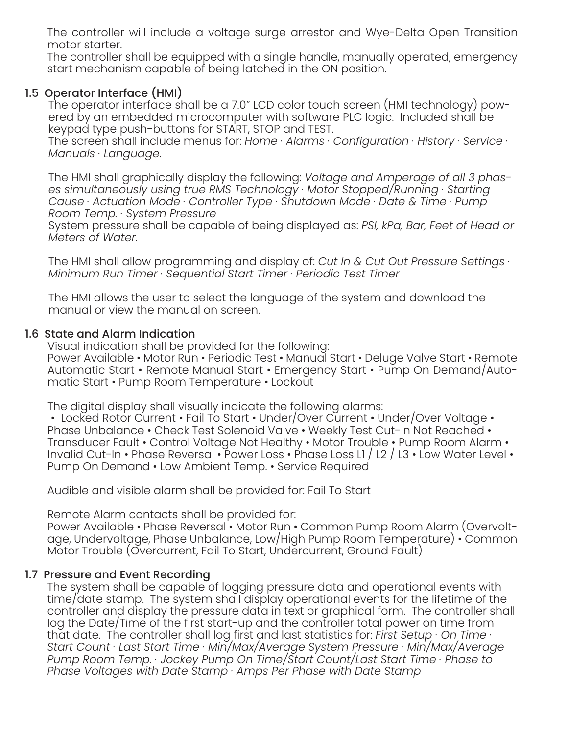The controller will include a voltage surge arrestor and Wye-Delta Open Transition motor starter.
The controller shall be equipped with a single handle, manually operated, emergency start mechanism capable of being latched in the ON position.

### 1.5 Operator Interface (HMI)

The operator interface shall be a 7.0” LCD color touch screen (HMI technology) powered by an embedded microcomputer with software PLC logic. Included shall be keypad type push-buttons for START, STOP and TEST.
The screen shall include menus for: *Home · Alarms · Configuration · History · Service · Manuals · Language*.

The HMI shall graphically display the following: *Voltage and Amperage of all 3 phases simultaneously using true RMS Technology · Motor Stopped/Running · Starting Cause · Actuation Mode · Controller Type · Shutdown Mode · Date & Time · Pump Room Temp. · System Pressure*
System pressure shall be capable of being displayed as: *PSI, kPa, Bar, Feet of Head or Meters of Water.*

The HMI shall allow programming and display of: *Cut In & Cut Out Pressure Settings · Minimum Run Timer · Sequential Start Timer · Periodic Test Timer*

The HMI allows the user to select the language of the system and download the manual or view the manual on screen.

### 1.6 State and Alarm Indication

Visual indication shall be provided for the following:
Power Available • Motor Run • Periodic Test • Manual Start • Deluge Valve Start • Remote Automatic Start • Remote Manual Start • Emergency Start • Pump On Demand/Automatic Start • Pump Room Temperature • Lockout

The digital display shall visually indicate the following alarms:
• Locked Rotor Current • Fail To Start • Under/Over Current • Under/Over Voltage • Phase Unbalance • Check Test Solenoid Valve • Weekly Test Cut-In Not Reached • Transducer Fault • Control Voltage Not Healthy • Motor Trouble • Pump Room Alarm • Invalid Cut-In • Phase Reversal • Power Loss • Phase Loss L1 / L2 / L3 • Low Water Level • Pump On Demand • Low Ambient Temp. • Service Required

Audible and visible alarm shall be provided for: Fail To Start

Remote Alarm contacts shall be provided for:
Power Available • Phase Reversal • Motor Run • Common Pump Room Alarm (Overvoltage, Undervoltage, Phase Unbalance, Low/High Pump Room Temperature) • Common Motor Trouble (Overcurrent, Fail To Start, Undercurrent, Ground Fault)

### 1.7 Pressure and Event Recording

The system shall be capable of logging pressure data and operational events with time/date stamp. The system shall display operational events for the lifetime of the controller and display the pressure data in text or graphical form. The controller shall log the Date/Time of the first start-up and the controller total power on time from that date. The controller shall log first and last statistics for: *First Setup · On Time · Start Count · Last Start Time · Min/Max/Average System Pressure · Min/Max/Average Pump Room Temp. · Jockey Pump On Time/Start Count/Last Start Time · Phase to Phase Voltages with Date Stamp · Amps Per Phase with Date Stamp*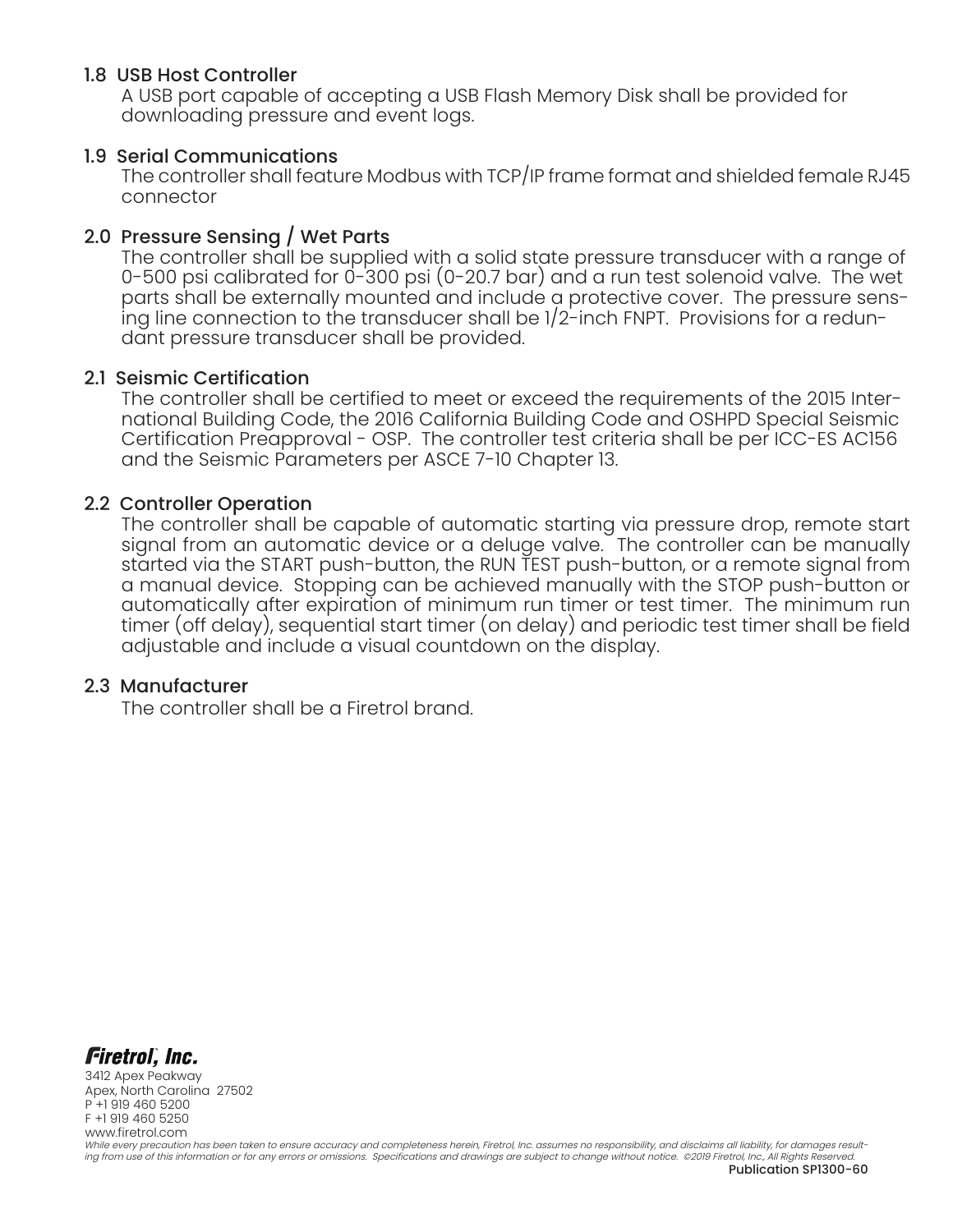### 1.8 USB Host Controller

A USB port capable of accepting a USB Flash Memory Disk shall be provided for downloading pressure and event logs.

### 1.9 Serial Communications

The controller shall feature Modbus with TCP/IP frame format and shielded female RJ45 connector

### 2.0 Pressure Sensing / Wet Parts

The controller shall be supplied with a solid state pressure transducer with a range of 0-500 psi calibrated for 0-300 psi (0-20.7 bar) and a run test solenoid valve. The wet parts shall be externally mounted and include a protective cover. The pressure sensing line connection to the transducer shall be 1/2-inch FNPT. Provisions for a redundant pressure transducer shall be provided.

### 2.1 Seismic Certification

The controller shall be certified to meet or exceed the requirements of the 2015 International Building Code, the 2016 California Building Code and OSHPD Special Seismic Certification Preapproval - OSP. The controller test criteria shall be per ICC-ES AC156 and the Seismic Parameters per ASCE 7-10 Chapter 13.

### 2.2 Controller Operation

The controller shall be capable of automatic starting via pressure drop, remote start signal from an automatic device or a deluge valve. The controller can be manually started via the START push-button, the RUN TEST push-button, or a remote signal from a manual device. Stopping can be achieved manually with the STOP push-button or automatically after expiration of minimum run timer or test timer. The minimum run timer (off delay), sequential start timer (on delay) and periodic test timer shall be field adjustable and include a visual countdown on the display.

### 2.3 Manufacturer

The controller shall be a Firetrol brand.

**Firetrol®, Inc.**
3412 Apex Peakway
Apex, North Carolina 27502
P +1 919 460 5200
F +1 919 460 5250
www.firetrol.com

*While every precaution has been taken to ensure accuracy and completeness herein, Firetrol, Inc. assumes no responsibility, and disclaims all liability, for damages resulting from use of this information or for any errors or omissions. Specifications and drawings are subject to change without notice. ©2019 Firetrol, Inc., All Rights Reserved.*

Publication SP1300-60